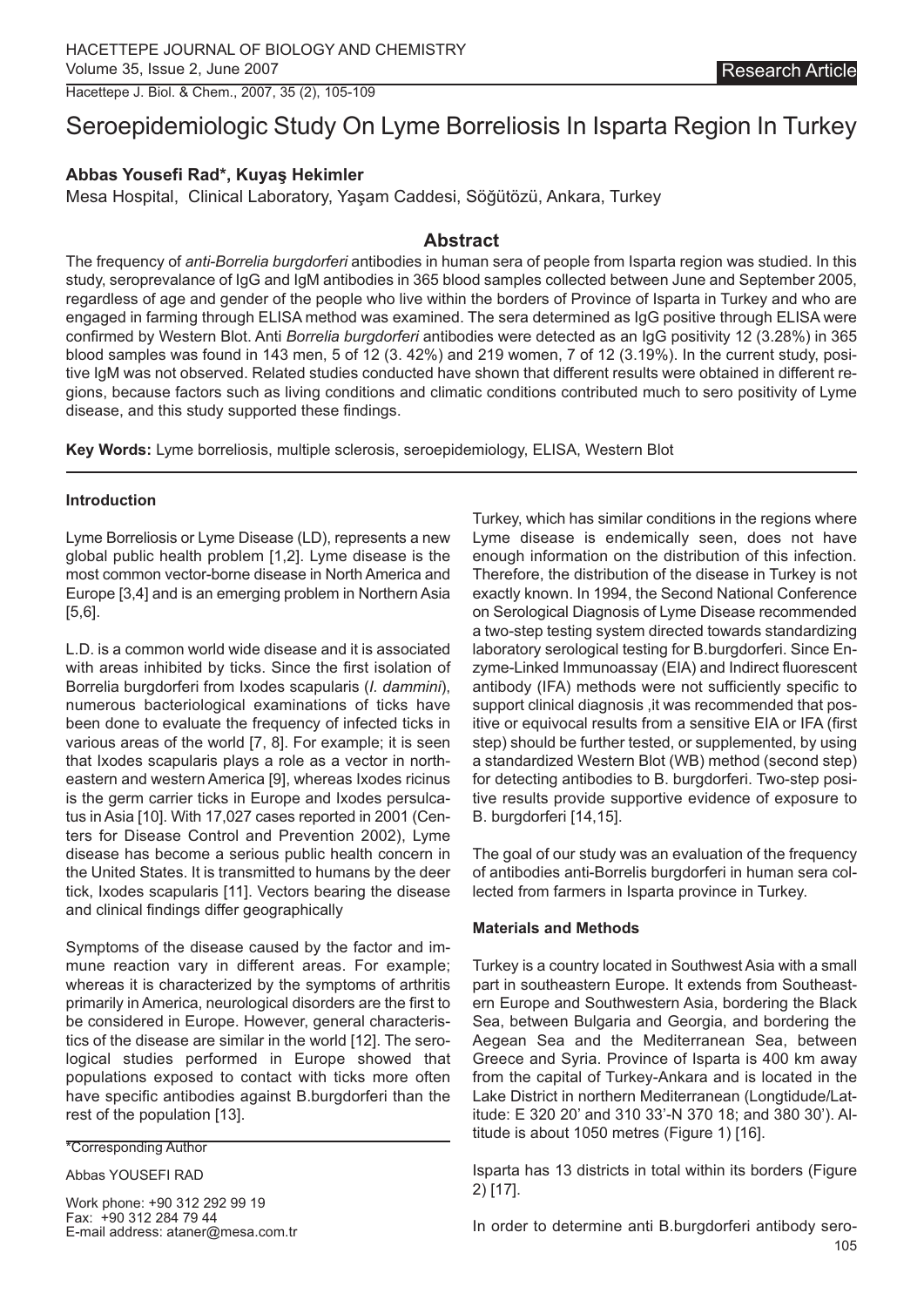Research Article

# Seroepidemiologic Study On Lyme Borreliosis In Isparta Region In Turkey

**Abbas Yousefi Rad\*, Kuyaş Hekimler**

Mesa Hospital, Clinical Laboratory, Yaşam Caddesi, Söğütözü, Ankara, Turkey

## Abstract

The frequency of *anti-Borrelia burgdorferi* antibodies in human sera of people from Isparta region was studied. In this study, seroprevalance of IgG and IgM antibodies in 365 blood samples collected between June and September 2005, regardless of age and gender of the people who live within the borders of Province of Isparta in Turkey and who are engaged in farming through ELISA method was examined. The sera determined as IgG positive through ELISA were confirmed by Western Blot. Anti *Borrelia burgdorferi* antibodies were detected as an IgG positivity 12 (3.28%) in 365 blood samples was found in 143 men, 5 of 12 (3. 42%) and 219 women, 7 of 12 (3.19%). In the current study, positive IgM was not observed. Related studies conducted have shown that different results were obtained in different regions, because factors such as living conditions and climatic conditions contributed much to sero positivity of Lyme disease, and this study supported these findings.

**Key Words:** Lyme borreliosis, multiple sclerosis, seroepidemiology, ELISA, Western Blot

### Introduction

Lyme Borreliosis or Lyme Disease (LD), represents a new global public health problem [1,2]. Lyme disease is the most common vector-borne disease in North America and Europe [3,4] and is an emerging problem in Northern Asia [5,6].

L.D. is a common world wide disease and it is associated with areas inhibited by ticks. Since the first isolation of Borrelia burgdorferi from Ixodes scapularis (*I. dammini*), numerous bacteriological examinations of ticks have been done to evaluate the frequency of infected ticks in various areas of the world [7, 8]. For example; it is seen that Ixodes scapularis plays a role as a vector in northeastern and western America [9], whereas Ixodes ricinus is the germ carrier ticks in Europe and Ixodes persulcatus in Asia [10]. With 17,027 cases reported in 2001 (Centers for Disease Control and Prevention 2002), Lyme disease has become a serious public health concern in the United States. It is transmitted to humans by the deer tick, Ixodes scapularis [11]. Vectors bearing the disease and clinical findings differ geographically

Symptoms of the disease caused by the factor and immune reaction vary in different areas. For example; whereas it is characterized by the symptoms of arthritis primarily in America, neurological disorders are the first to be considered in Europe. However, general characteristics of the disease are similar in the world [12]. The serological studies performed in Europe showed that populations exposed to contact with ticks more often have specific antibodies against B.burgdorferi than the rest of the population [13].

Turkey, which has similar conditions in the regions where Lyme disease is endemically seen, does not have enough information on the distribution of this infection. Therefore, the distribution of the disease in Turkey is not exactly known. In 1994, the Second National Conference on Serological Diagnosis of Lyme Disease recommended a two-step testing system directed towards standardizing laboratory serological testing for B.burgdorferi. Since Enzyme-Linked Immunoassay (EIA) and Indirect fluorescent antibody (IFA) methods were not sufficiently specific to support clinical diagnosis ,it was recommended that positive or equivocal results from a sensitive EIA or IFA (first step) should be further tested, or supplemented, by using a standardized Western Blot (WB) method (second step) for detecting antibodies to B. burgdorferi. Two-step positive results provide supportive evidence of exposure to B. burgdorferi [14,15].

The goal of our study was an evaluation of the frequency of antibodies anti-Borrelis burgdorferi in human sera collected from farmers in Isparta province in Turkey.

### Materials and Methods

Turkey is a country located in Southwest Asia with a small part in southeastern Europe. It extends from Southeastern Europe and Southwestern Asia, bordering the Black Sea, between Bulgaria and Georgia, and bordering the Aegean Sea and the Mediterranean Sea, between Greece and Syria. Province of Isparta is 400 km away from the capital of Turkey-Ankara and is located in the Lake District in northern Mediterranean (Longtidude/Latitude: E 320 20' and 310 33'-N 370 18; and 380 30'). Altitude is about 1050 metres (Figure 1) [16].

Isparta has 13 districts in total within its borders (Figure 2) [17].

In order to determine anti B.burgdorferi antibody sero-

\*Corresponding Author

Abbas YOUSEFI RAD

Work phone: +90 312 292 99 19
Fax: +90 312 284 79 44
E-mail address: ataner@mesa.com.tr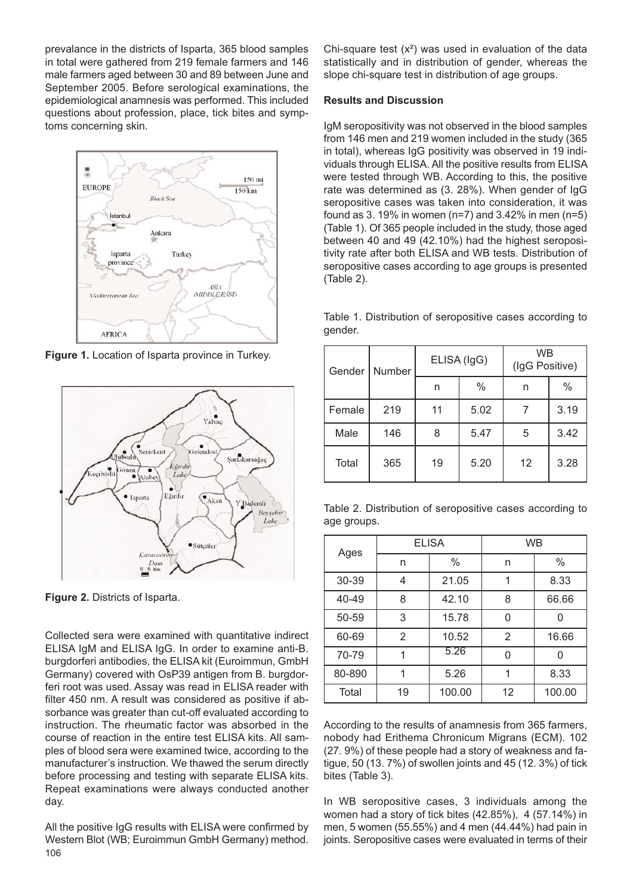prevalance in the districts of Isparta, 365 blood samples in total were gathered from 219 female farmers and 146 male farmers aged between 30 and 89 between June and September 2005. Before serological examinations, the epidemiological anamnesis was performed. This included questions about profession, place, tick bites and symptoms concerning skin.

**Figure 1.** Location of Isparta province in Turkey.

**Figure 2.** Districts of Isparta.

Collected sera were examined with quantitative indirect ELISA IgM and ELISA IgG. In order to examine anti-B. burgdorferi antibodies, the ELISA kit (Euroimmun, GmbH Germany) covered with OsP39 antigen from B. burgdorferi root was used. Assay was read in ELISA reader with filter 450 nm. A result was considered as positive if absorbance was greater than cut-off evaluated according to instruction. The rheumatic factor was absorbed in the course of reaction in the entire test ELISA kits. All samples of blood sera were examined twice, according to the manufacturer's instruction. We thawed the serum directly before processing and testing with separate ELISA kits. Repeat examinations were always conducted another day.

All the positive IgG results with ELISA were confirmed by Western Blot (WB; Euroimmun GmbH Germany) method. Chi-square test ($x^2$) was used in evaluation of the data statistically and in distribution of gender, whereas the slope chi-square test in distribution of age groups.

## Results and Discussion

IgM seropositivity was not observed in the blood samples from 146 men and 219 women included in the study (365 in total), whereas IgG positivity was observed in 19 individuals through ELISA. All the positive results from ELISA were tested through WB. According to this, the positive rate was determined as (3. 28%). When gender of IgG seropositive cases was taken into consideration, it was found as 3. 19% in women (n=7) and 3.42% in men (n=5) (Table 1). Of 365 people included in the study, those aged between 40 and 49 (42.10%) had the highest seropositivity rate after both ELISA and WB tests. Distribution of seropositive cases according to age groups is presented (Table 2).

Table 1. Distribution of seropositive cases according to gender.

| Gender | Number | ELISA (IgG) | | WB (IgG Positive) | |
|---|---|---|---|---|---|
| | | n | % | n | % |
| Female | 219 | 11 | 5.02 | 7 | 3.19 |
| Male | 146 | 8 | 5.47 | 5 | 3.42 |
| Total | 365 | 19 | 5.20 | 12 | 3.28 |

Table 2. Distribution of seropositive cases according to age groups.

| Ages | ELISA | | WB | |
|---|---|---|---|---|
| | n | % | n | % |
| 30-39 | 4 | 21.05 | 1 | 8.33 |
| 40-49 | 8 | 42.10 | 8 | 66.66 |
| 50-59 | 3 | 15.78 | 0 | 0 |
| 60-69 | 2 | 10.52 | 2 | 16.66 |
| 70-79 | 1 | 5.26 | 0 | 0 |
| 80-890 | 1 | 5.26 | 1 | 8.33 |
| Total | 19 | 100.00 | 12 | 100.00 |

According to the results of anamnesis from 365 farmers, nobody had Erithema Chronicum Migrans (ECM). 102 (27. 9%) of these people had a story of weakness and fatigue, 50 (13. 7%) of swollen joints and 45 (12. 3%) of tick bites (Table 3).

In WB seropositive cases, 3 individuals among the women had a story of tick bites (42.85%), 4 (57.14%) in men, 5 women (55.55%) and 4 men (44.44%) had pain in joints. Seropositive cases were evaluated in terms of their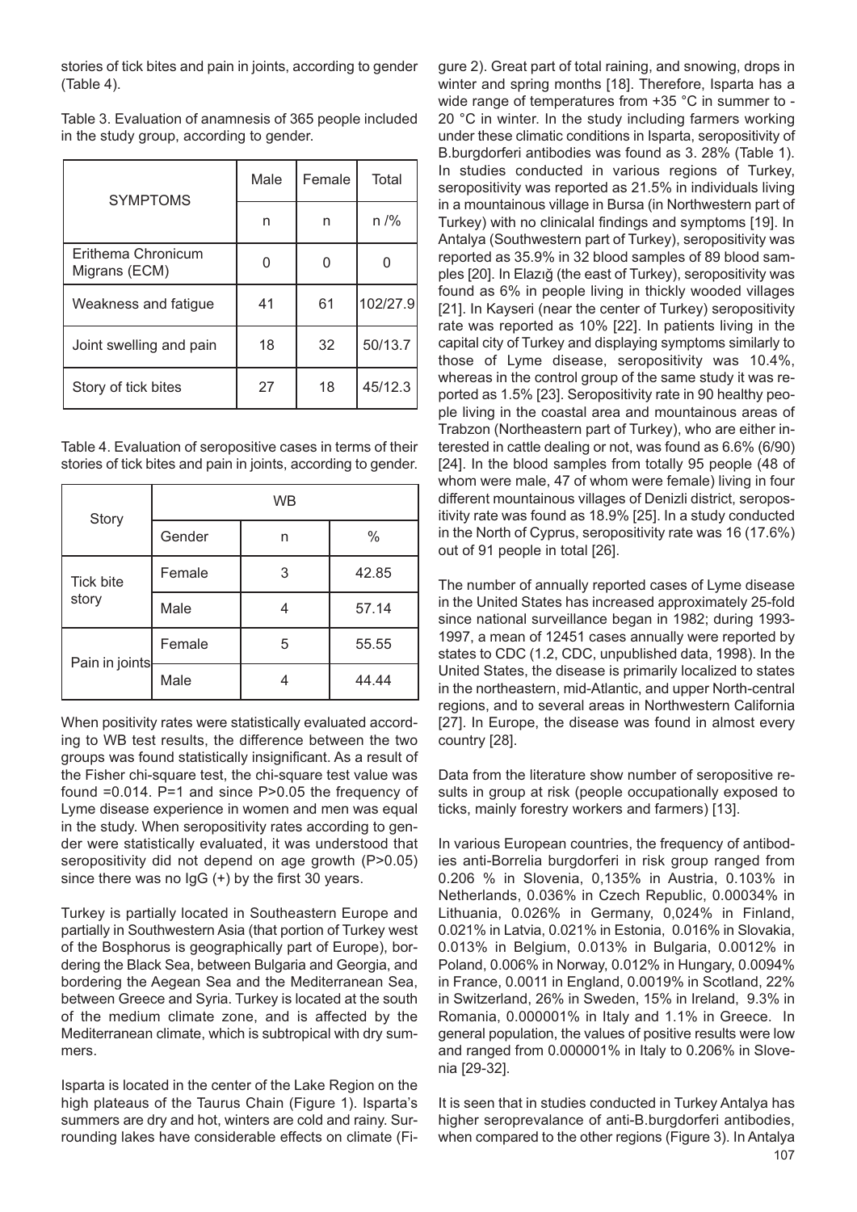stories of tick bites and pain in joints, according to gender (Table 4).

Table 3. Evaluation of anamnesis of 365 people included in the study group, according to gender.

| SYMPTOMS | Male | Female | Total |
|---|---|---|---|
| | n | n | n /% |
| Erithema Chronicum Migrans (ECM) | 0 | 0 | 0 |
| Weakness and fatigue | 41 | 61 | 102/27.9 |
| Joint swelling and pain | 18 | 32 | 50/13.7 |
| Story of tick bites | 27 | 18 | 45/12.3 |

Table 4. Evaluation of seropositive cases in terms of their stories of tick bites and pain in joints, according to gender.

| Story | WB | | |
|---|---|---|---|
| | Gender | n | % |
| Tick bite story | Female | 3 | 42.85 |
| | Male | 4 | 57.14 |
| Pain in joints | Female | 5 | 55.55 |
| | Male | 4 | 44.44 |

When positivity rates were statistically evaluated according to WB test results, the difference between the two groups was found statistically insignificant. As a result of the Fisher chi-square test, the chi-square test value was found =0.014. P=1 and since P>0.05 the frequency of Lyme disease experience in women and men was equal in the study. When seropositivity rates according to gender were statistically evaluated, it was understood that seropositivity did not depend on age growth (P>0.05) since there was no IgG (+) by the first 30 years.

Turkey is partially located in Southeastern Europe and partially in Southwestern Asia (that portion of Turkey west of the Bosphorus is geographically part of Europe), bordering the Black Sea, between Bulgaria and Georgia, and bordering the Aegean Sea and the Mediterranean Sea, between Greece and Syria. Turkey is located at the south of the medium climate zone, and is affected by the Mediterranean climate, which is subtropical with dry summers.

Isparta is located in the center of the Lake Region on the high plateaus of the Taurus Chain (Figure 1). Isparta's summers are dry and hot, winters are cold and rainy. Surrounding lakes have considerable effects on climate (Figure 2). Great part of total raining, and snowing, drops in winter and spring months [18]. Therefore, Isparta has a wide range of temperatures from +35 °C in summer to -20 °C in winter. In the study including farmers working under these climatic conditions in Isparta, seropositivity of B.burgdorferi antibodies was found as 3. 28% (Table 1). In studies conducted in various regions of Turkey, seropositivity was reported as 21.5% in individuals living in a mountainous village in Bursa (in Northwestern part of Turkey) with no clinicalal findings and symptoms [19]. In Antalya (Southwestern part of Turkey), seropositivity was reported as 35.9% in 32 blood samples of 89 blood samples [20]. In Elazığ (the east of Turkey), seropositivity was found as 6% in people living in thickly wooded villages [21]. In Kayseri (near the center of Turkey) seropositivity rate was reported as 10% [22]. In patients living in the capital city of Turkey and displaying symptoms similarly to those of Lyme disease, seropositivity was 10.4%, whereas in the control group of the same study it was reported as 1.5% [23]. Seropositivity rate in 90 healthy people living in the coastal area and mountainous areas of Trabzon (Northeastern part of Turkey), who are either interested in cattle dealing or not, was found as 6.6% (6/90) [24]. In the blood samples from totally 95 people (48 of whom were male, 47 of whom were female) living in four different mountainous villages of Denizli district, seropositivity rate was found as 18.9% [25]. In a study conducted in the North of Cyprus, seropositivity rate was 16 (17.6%) out of 91 people in total [26].

The number of annually reported cases of Lyme disease in the United States has increased approximately 25-fold since national surveillance began in 1982; during 1993-1997, a mean of 12451 cases annually were reported by states to CDC (1.2, CDC, unpublished data, 1998). In the United States, the disease is primarily localized to states in the northeastern, mid-Atlantic, and upper North-central regions, and to several areas in Northwestern California [27]. In Europe, the disease was found in almost every country [28].

Data from the literature show number of seropositive results in group at risk (people occupationally exposed to ticks, mainly forestry workers and farmers) [13].

In various European countries, the frequency of antibodies anti-Borrelia burgdorferi in risk group ranged from 0.206 % in Slovenia, 0,135% in Austria, 0.103% in Netherlands, 0.036% in Czech Republic, 0.00034% in Lithuania, 0.026% in Germany, 0,024% in Finland, 0.021% in Latvia, 0.021% in Estonia, 0.016% in Slovakia, 0.013% in Belgium, 0.013% in Bulgaria, 0.0012% in Poland, 0.006% in Norway, 0.012% in Hungary, 0.0094% in France, 0.0011 in England, 0.0019% in Scotland, 22% in Switzerland, 26% in Sweden, 15% in Ireland, 9.3% in Romania, 0.000001% in Italy and 1.1% in Greece. In general population, the values of positive results were low and ranged from 0.000001% in Italy to 0.206% in Slovenia [29-32].

It is seen that in studies conducted in Turkey Antalya has higher seroprevalance of anti-B.burgdorferi antibodies, when compared to the other regions (Figure 3). In Antalya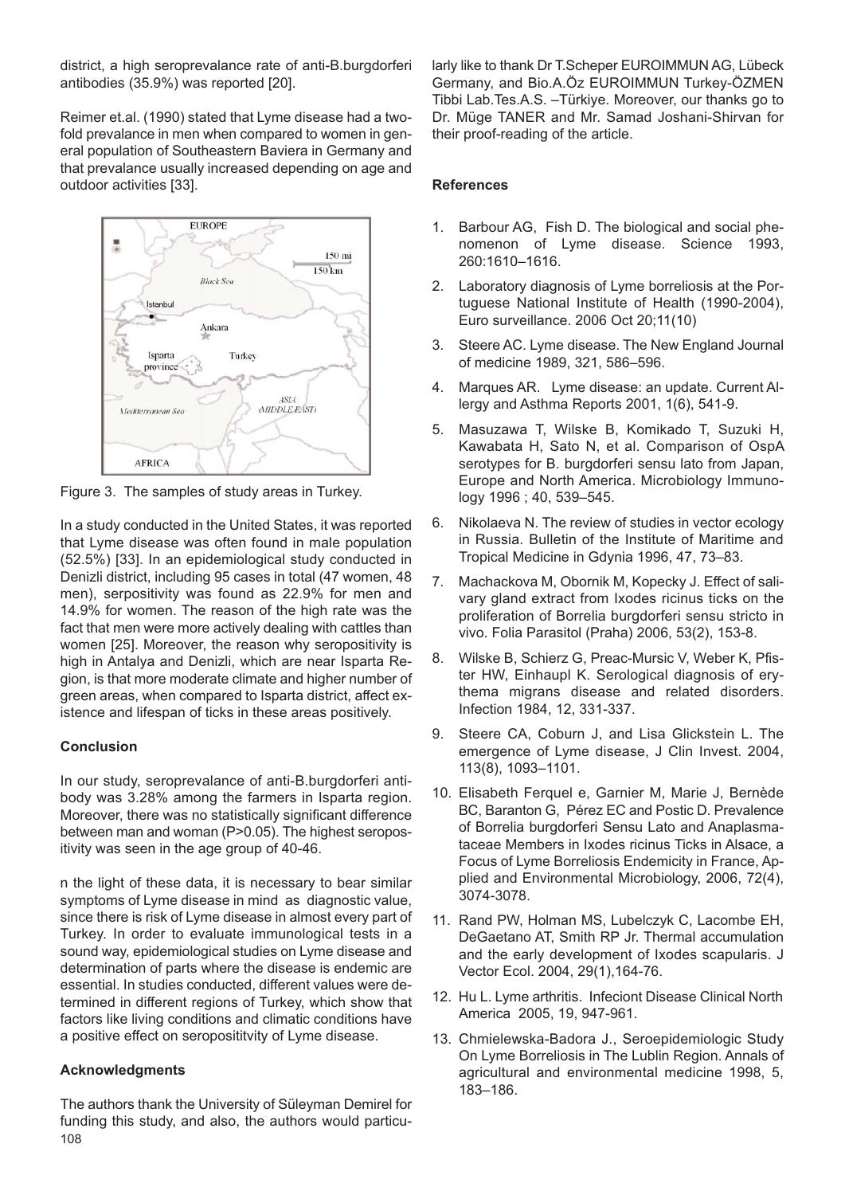district, a high seroprevalance rate of anti-B.burgdorferi antibodies (35.9%) was reported [20].

Reimer et.al. (1990) stated that Lyme disease had a two-fold prevalance in men when compared to women in general population of Southeastern Baviera in Germany and that prevalance usually increased depending on age and outdoor activities [33].

Figure 3. The samples of study areas in Turkey.

In a study conducted in the United States, it was reported that Lyme disease was often found in male population (52.5%) [33]. In an epidemiological study conducted in Denizli district, including 95 cases in total (47 women, 48 men), serpositivity was found as 22.9% for men and 14.9% for women. The reason of the high rate was the fact that men were more actively dealing with cattles than women [25]. Moreover, the reason why seropositivity is high in Antalya and Denizli, which are near Isparta Region, is that more moderate climate and higher number of green areas, when compared to Isparta district, affect existence and lifespan of ticks in these areas positively.

### Conclusion

In our study, seroprevalance of anti-B.burgdorferi antibody was 3.28% among the farmers in Isparta region. Moreover, there was no statistically significant difference between man and woman (P>0.05). The highest seropositivity was seen in the age group of 40-46.

n the light of these data, it is necessary to bear similar symptoms of Lyme disease in mind as diagnostic value, since there is risk of Lyme disease in almost every part of Turkey. In order to evaluate immunological tests in a sound way, epidemiological studies on Lyme disease and determination of parts where the disease is endemic are essential. In studies conducted, different values were determined in different regions of Turkey, which show that factors like living conditions and climatic conditions have a positive effect on seropositivity of Lyme disease.

### Acknowledgments

The authors thank the University of Süleyman Demirel for funding this study, and also, the authors would particularly like to thank Dr T.Scheper EUROIMMUN AG, Lübeck Germany, and Bio.A.Öz EUROIMMUN Turkey-ÖZMEN Tibbi Lab.Tes.A.S. –Türkiye. Moreover, our thanks go to Dr. Müge TANER and Mr. Samad Joshani-Shirvan for their proof-reading of the article.

### References

1. Barbour AG, Fish D. The biological and social phenomenon of Lyme disease. Science 1993, 260:1610–1616.
2. Laboratory diagnosis of Lyme borreliosis at the Portuguese National Institute of Health (1990-2004), Euro surveillance. 2006 Oct 20;11(10)
3. Steere AC. Lyme disease. The New England Journal of medicine 1989, 321, 586–596.
4. Marques AR. Lyme disease: an update. Current Allergy and Asthma Reports 2001, 1(6), 541-9.
5. Masuzawa T, Wilske B, Komikado T, Suzuki H, Kawabata H, Sato N, et al. Comparison of OspA serotypes for B. burgdorferi sensu lato from Japan, Europe and North America. Microbiology Immunology 1996 ; 40, 539–545.
6. Nikolaeva N. The review of studies in vector ecology in Russia. Bulletin of the Institute of Maritime and Tropical Medicine in Gdynia 1996, 47, 73–83.
7. Machackova M, Obornik M, Kopecky J. Effect of salivary gland extract from Ixodes ricinus ticks on the proliferation of Borrelia burgdorferi sensu stricto in vivo. Folia Parasitol (Praha) 2006, 53(2), 153-8.
8. Wilske B, Schierz G, Preac-Mursic V, Weber K, Pfister HW, Einhaupl K. Serological diagnosis of erythema migrans disease and related disorders. Infection 1984, 12, 331-337.
9. Steere CA, Coburn J, and Lisa Glickstein L. The emergence of Lyme disease, J Clin Invest. 2004, 113(8), 1093–1101.
10. Elisabeth Ferquel e, Garnier M, Marie J, Bernède BC, Baranton G, Pérez EC and Postic D. Prevalence of Borrelia burgdorferi Sensu Lato and Anaplasmataceae Members in Ixodes ricinus Ticks in Alsace, a Focus of Lyme Borreliosis Endemicity in France, Applied and Environmental Microbiology, 2006, 72(4), 3074-3078.
11. Rand PW, Holman MS, Lubelczyk C, Lacombe EH, DeGaetano AT, Smith RP Jr. Thermal accumulation and the early development of Ixodes scapularis. J Vector Ecol. 2004, 29(1),164-76.
12. Hu L. Lyme arthritis. Infeciont Disease Clinical North America 2005, 19, 947-961.
13. Chmielewska-Badora J., Seroepidemiologic Study On Lyme Borreliosis in The Lublin Region. Annals of agricultural and environmental medicine 1998, 5, 183–186.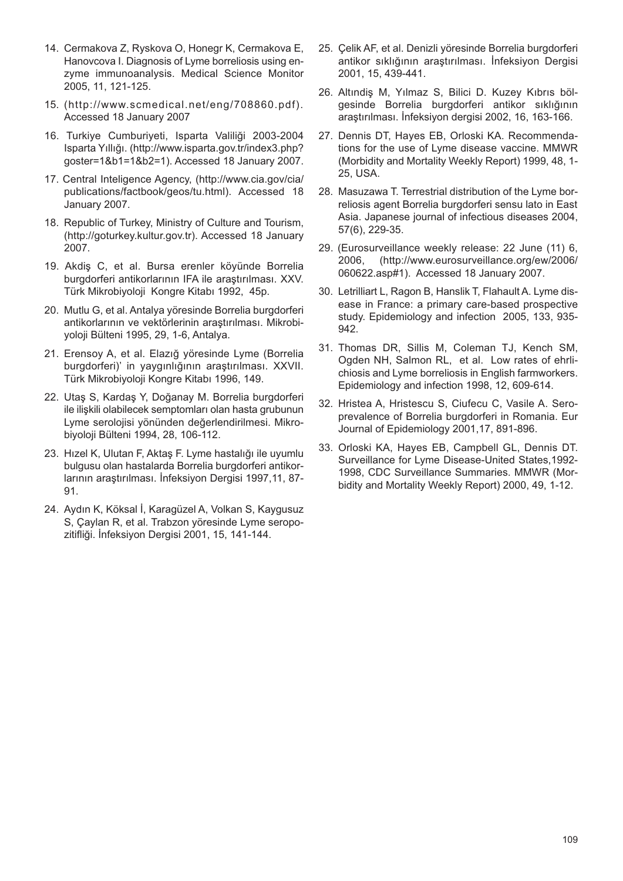14. Cermakova Z, Ryskova O, Honegr K, Cermakova E, Hanovcova I. Diagnosis of Lyme borreliosis using enzyme immunoanalysis. Medical Science Monitor 2005, 11, 121-125.

15. (http://www.scmedical.net/eng/708860.pdf). Accessed 18 January 2007

16. Turkiye Cumburiyeti, Isparta Valiliği 2003-2004 Isparta Yıllığı. (http://www.isparta.gov.tr/index3.php?goster=1&b1=1&b2=1). Accessed 18 January 2007.

17. Central Inteligence Agency, (http://www.cia.gov/cia/publications/factbook/geos/tu.html). Accessed 18 January 2007.

18. Republic of Turkey, Ministry of Culture and Tourism, (http://goturkey.kultur.gov.tr). Accessed 18 January 2007.

19. Akdiş C, et al. Bursa erenler köyünde Borrelia burgdorferi antikorlarının IFA ile araştırılması. XXV. Türk Mikrobiyoloji Kongre Kitabı 1992, 45p.

20. Mutlu G, et al. Antalya yöresinde Borrelia burgdorferi antikorlarının ve vektörlerinin araştırılması. Mikrobiyoloji Bülteni 1995, 29, 1-6, Antalya.

21. Erensoy A, et al. Elazığ yöresinde Lyme (Borrelia burgdorferi)' in yaygınlığının araştırılması. XXVII. Türk Mikrobiyoloji Kongre Kitabı 1996, 149.

22. Utaş S, Kardaş Y, Doğanay M. Borrelia burgdorferi ile ilişkili olabilecek semptomları olan hasta grubunun Lyme serolojisi yönünden değerlendirilmesi. Mikrobiyoloji Bülteni 1994, 28, 106-112.

23. Hızel K, Ulutan F, Aktaş F. Lyme hastalığı ile uyumlu bulgusu olan hastalarda Borrelia burgdorferi antikorlarının araştırılması. İnfeksiyon Dergisi 1997,11, 87-91.

24. Aydın K, Köksal İ, Karagüzel A, Volkan S, Kaygusuz S, Çaylan R, et al. Trabzon yöresinde Lyme seropozitifliği. İnfeksiyon Dergisi 2001, 15, 141-144.

25. Çelik AF, et al. Denizli yöresinde Borrelia burgdorferi antikor sıklığının araştırılması. İnfeksiyon Dergisi 2001, 15, 439-441.

26. Altındiş M, Yılmaz S, Bilici D. Kuzey Kıbrıs bölgesinde Borrelia burgdorferi antikor sıklığının araştırılması. İnfeksiyon dergisi 2002, 16, 163-166.

27. Dennis DT, Hayes EB, Orloski KA. Recommendations for the use of Lyme disease vaccine. MMWR (Morbidity and Mortality Weekly Report) 1999, 48, 1-25, USA.

28. Masuzawa T. Terrestrial distribution of the Lyme borreliosis agent Borrelia burgdorferi sensu lato in East Asia. Japanese journal of infectious diseases 2004, 57(6), 229-35.

29. (Eurosurveillance weekly release: 22 June (11) 6, 2006, (http://www.eurosurveillance.org/ew/2006/060622.asp#1). Accessed 18 January 2007.

30. Letrilliart L, Ragon B, Hanslik T, Flahault A. Lyme disease in France: a primary care-based prospective study. Epidemiology and infection 2005, 133, 935-942.

31. Thomas DR, Sillis M, Coleman TJ, Kench SM, Ogden NH, Salmon RL, et al. Low rates of ehrlichiosis and Lyme borreliosis in English farmworkers. Epidemiology and infection 1998, 12, 609-614.

32. Hristea A, Hristescu S, Ciufecu C, Vasile A. Seroprevalence of Borrelia burgdorferi in Romania. Eur Journal of Epidemiology 2001,17, 891-896.

33. Orloski KA, Hayes EB, Campbell GL, Dennis DT. Surveillance for Lyme Disease-United States,1992-1998, CDC Surveillance Summaries. MMWR (Morbidity and Mortality Weekly Report) 2000, 49, 1-12.